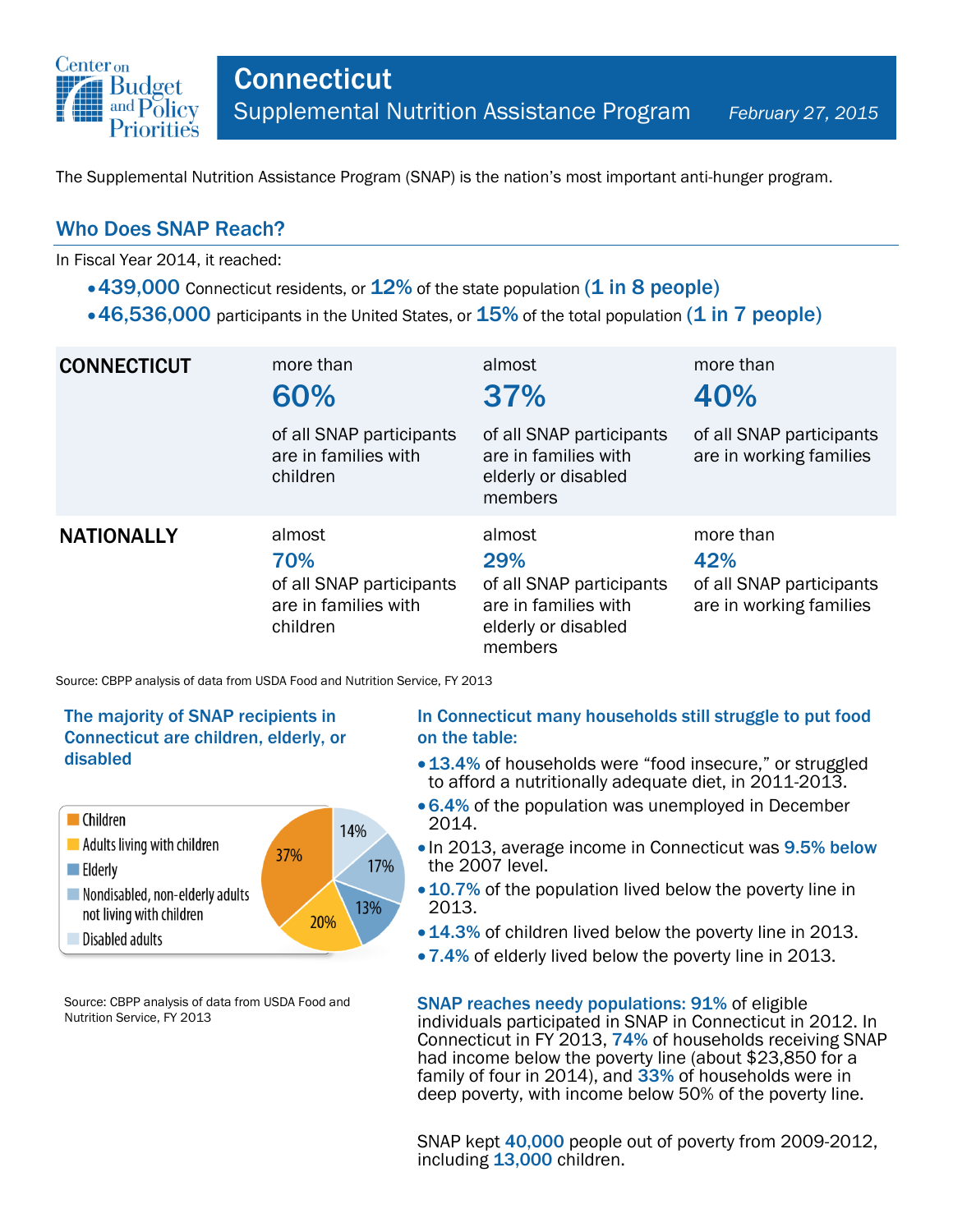# Connecticut

## Supplemental Nutrition Assistance Program

*February 27, 2015*

The Supplemental Nutrition Assistance Program (SNAP) is the nation's most important anti-hunger program.

## Who Does SNAP Reach?

In Fiscal Year 2014, it reached:

- **439,000** Connecticut residents, or **12%** of the state population **(1 in 8 people)**
- **46,536,000** participants in the United States, or **15%** of the total population **(1 in 7 people)**

| | | | |
|---|---|---|---|
| **CONNECTICUT** | more than **60%** of all SNAP participants are in families with children | almost **37%** of all SNAP participants are in families with elderly or disabled members | more than **40%** of all SNAP participants are in working families |
| **NATIONALLY** | almost **70%** of all SNAP participants are in families with children | almost **29%** of all SNAP participants are in families with elderly or disabled members | more than **42%** of all SNAP participants are in working families |

Source: CBPP analysis of data from USDA Food and Nutrition Service, FY 2013

### The majority of SNAP recipients in Connecticut are children, elderly, or disabled

- Children: 37%
- Adults living with children: 20%
- Elderly: 13%
- Nondisabled, non-elderly adults not living with children: 17%
- Disabled adults: 14%

Source: CBPP analysis of data from USDA Food and Nutrition Service, FY 2013

### In Connecticut many households still struggle to put food on the table:

- **13.4%** of households were "food insecure," or struggled to afford a nutritionally adequate diet, in 2011-2013.
- **6.4%** of the population was unemployed in December 2014.
- In 2013, average income in Connecticut was **9.5% below** the 2007 level.
- **10.7%** of the population lived below the poverty line in 2013.
- **14.3%** of children lived below the poverty line in 2013.
- **7.4%** of elderly lived below the poverty line in 2013.

**SNAP reaches needy populations: 91%** of eligible individuals participated in SNAP in Connecticut in 2012. In Connecticut in FY 2013, **74%** of households receiving SNAP had income below the poverty line (about $23,850 for a family of four in 2014), and **33%** of households were in deep poverty, with income below 50% of the poverty line.

SNAP kept **40,000** people out of poverty from 2009-2012, including **13,000** children.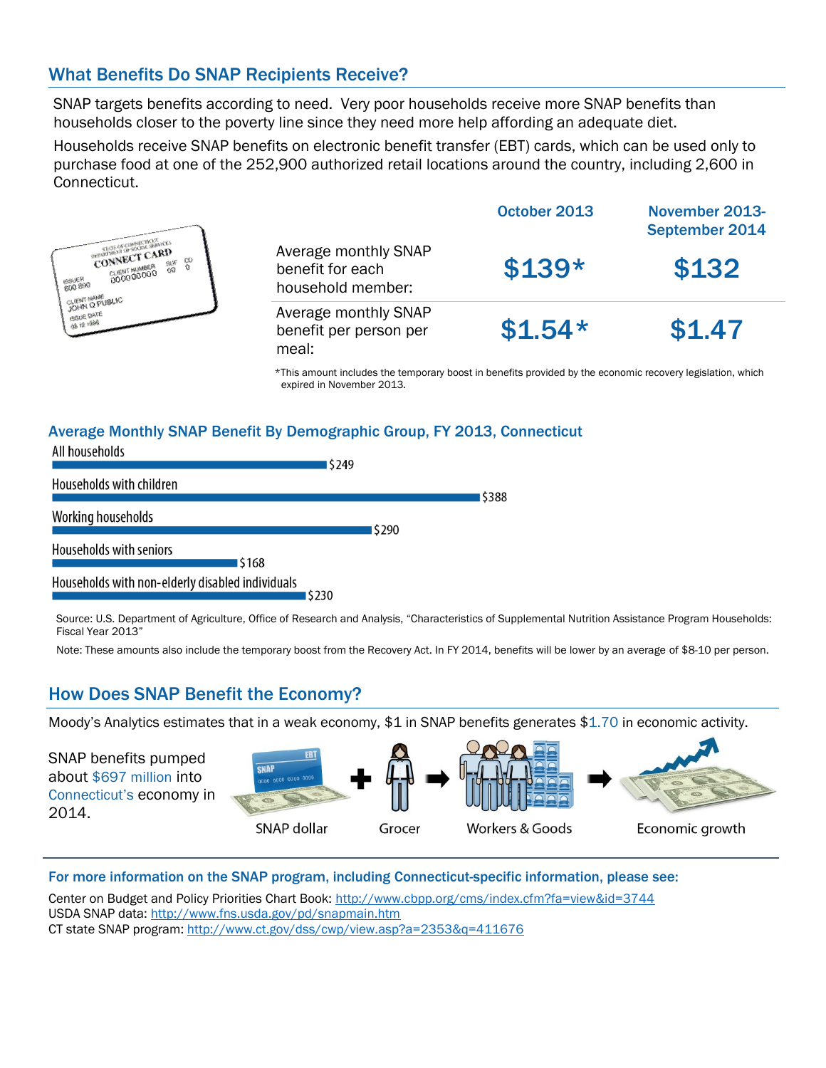## What Benefits Do SNAP Recipients Receive?

SNAP targets benefits according to need. Very poor households receive more SNAP benefits than households closer to the poverty line since they need more help affording an adequate diet.

Households receive SNAP benefits on electronic benefit transfer (EBT) cards, which can be used only to purchase food at one of the 252,900 authorized retail locations around the country, including 2,600 in Connecticut.

| | October 2013 | November 2013-September 2014 |
|---|---|---|
| Average monthly SNAP benefit for each household member: | $139* | $132 |
| Average monthly SNAP benefit per person per meal: | $1.54* | $1.47 |

*This amount includes the temporary boost in benefits provided by the economic recovery legislation, which expired in November 2013.

## Average Monthly SNAP Benefit By Demographic Group, FY 2013, Connecticut

All households
$249

Households with children
$388

Working households
$290

Households with seniors
$168

Households with non-elderly disabled individuals
$230

Source: U.S. Department of Agriculture, Office of Research and Analysis, "Characteristics of Supplemental Nutrition Assistance Program Households: Fiscal Year 2013"

Note: These amounts also include the temporary boost from the Recovery Act. In FY 2014, benefits will be lower by an average of $8-10 per person.

## How Does SNAP Benefit the Economy?

Moody's Analytics estimates that in a weak economy, $1 in SNAP benefits generates $1.70 in economic activity.

SNAP benefits pumped about $697 million into Connecticut's economy in 2014.

SNAP dollar → Grocer → Workers & Goods → Economic growth

### For more information on the SNAP program, including Connecticut-specific information, please see:

Center on Budget and Policy Priorities Chart Book: http://www.cbpp.org/cms/index.cfm?fa=view&id=3744
USDA SNAP data: http://www.fns.usda.gov/pd/snapmain.htm
CT state SNAP program: http://www.ct.gov/dss/cwp/view.asp?a=2353&q=411676